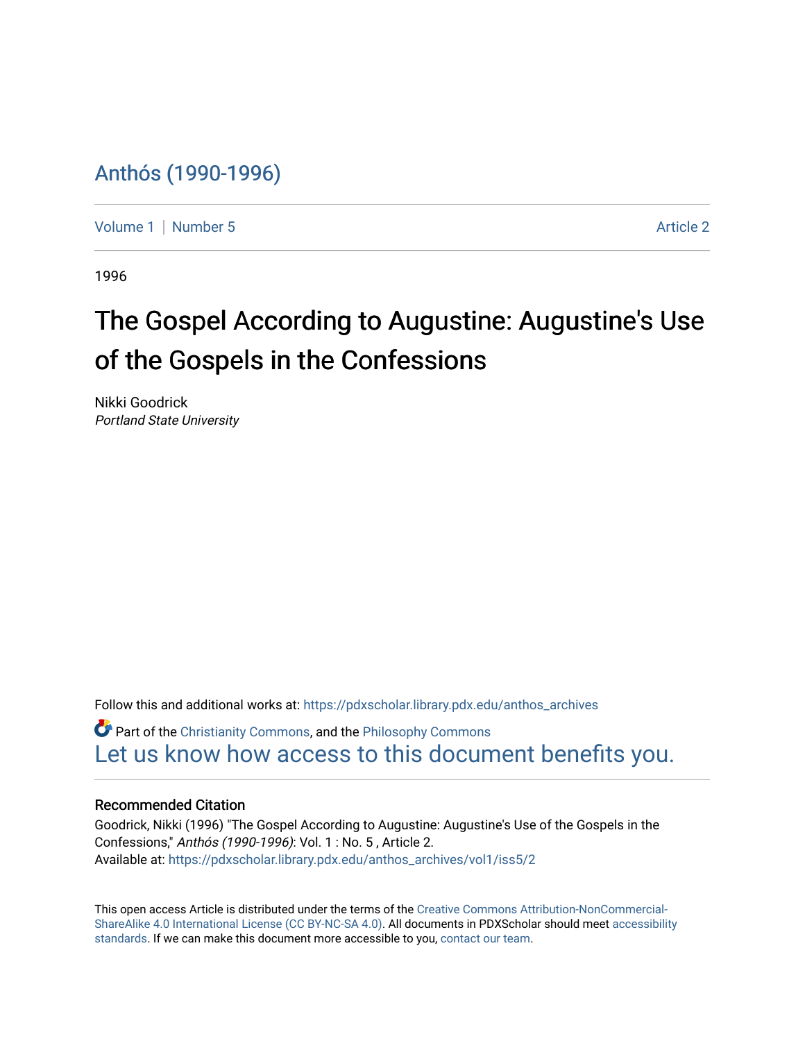Anthós (1990-1996)

Volume 1 | Number 5 | Article 2

1996

# The Gospel According to Augustine: Augustine's Use of the Gospels in the Confessions

Nikki Goodrick
*Portland State University*

Follow this and additional works at: https://pdxscholar.library.pdx.edu/anthos_archives

Part of the Christianity Commons, and the Philosophy Commons

Let us know how access to this document benefits you.

## Recommended Citation

Goodrick, Nikki (1996) "The Gospel According to Augustine: Augustine's Use of the Gospels in the Confessions," *Anthós (1990-1996)*: Vol. 1 : No. 5 , Article 2.
Available at: https://pdxscholar.library.pdx.edu/anthos_archives/vol1/iss5/2

This open access Article is distributed under the terms of the Creative Commons Attribution-NonCommercial-ShareAlike 4.0 International License (CC BY-NC-SA 4.0). All documents in PDXScholar should meet accessibility standards. If we can make this document more accessible to you, contact our team.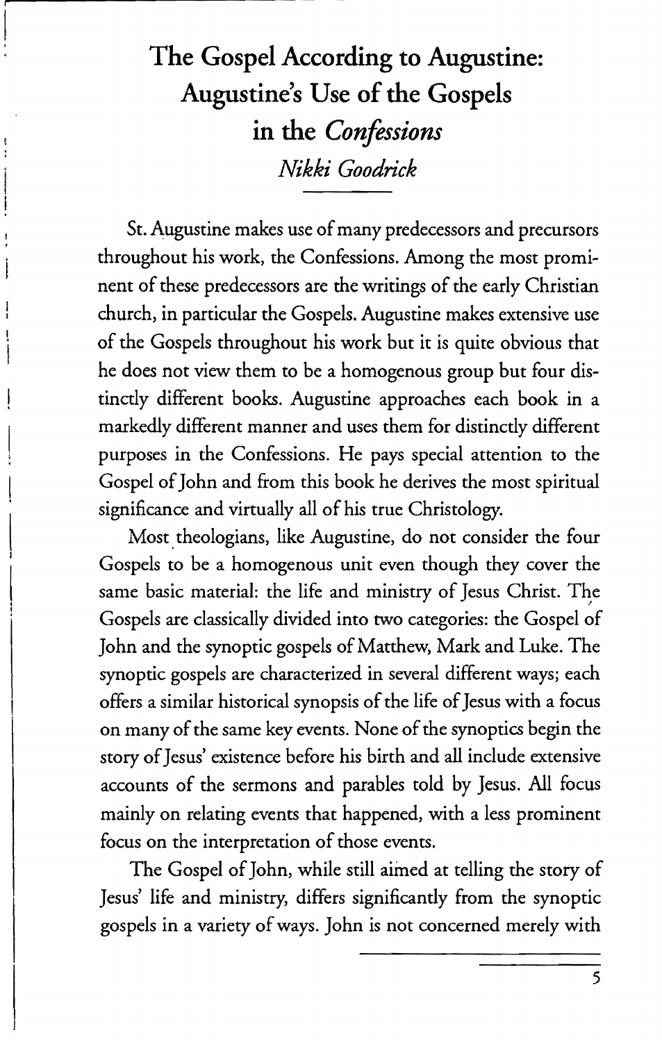# The Gospel According to Augustine: Augustine's Use of the Gospels in the *Confessions*

*Nikki Goodrick*

St. Augustine makes use of many predecessors and precursors throughout his work, the Confessions. Among the most prominent of these predecessors are the writings of the early Christian church, in particular the Gospels. Augustine makes extensive use of the Gospels throughout his work but it is quite obvious that he does not view them to be a homogenous group but four distinctly different books. Augustine approaches each book in a markedly different manner and uses them for distinctly different purposes in the Confessions. He pays special attention to the Gospel of John and from this book he derives the most spiritual significance and virtually all of his true Christology.

Most theologians, like Augustine, do not consider the four Gospels to be a homogenous unit even though they cover the same basic material: the life and ministry of Jesus Christ. The Gospels are classically divided into two categories: the Gospel of John and the synoptic gospels of Matthew, Mark and Luke. The synoptic gospels are characterized in several different ways; each offers a similar historical synopsis of the life of Jesus with a focus on many of the same key events. None of the synoptics begin the story of Jesus' existence before his birth and all include extensive accounts of the sermons and parables told by Jesus. All focus mainly on relating events that happened, with a less prominent focus on the interpretation of those events.

The Gospel of John, while still aimed at telling the story of Jesus' life and ministry, differs significantly from the synoptic gospels in a variety of ways. John is not concerned merely with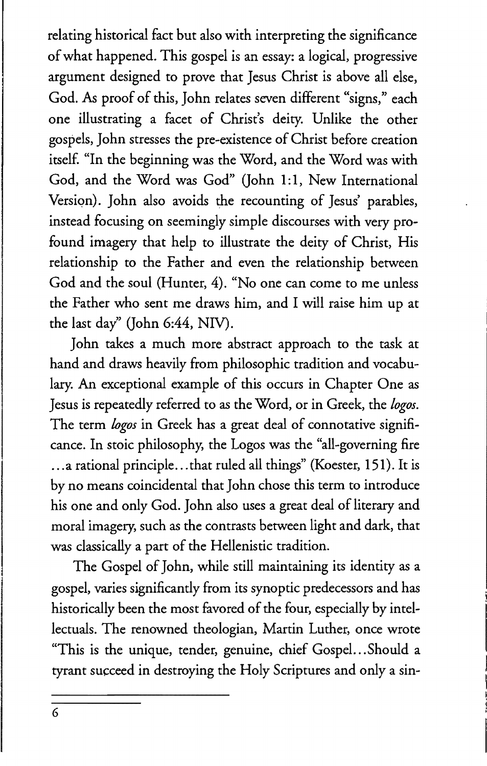relating historical fact but also with interpreting the significance of what happened. This gospel is an essay: a logical, progressive argument designed to prove that Jesus Christ is above all else, God. As proof of this, John relates seven different "signs," each one illustrating a facet of Christ's deity. Unlike the other gospels, John stresses the pre-existence of Christ before creation itself. "In the beginning was the Word, and the Word was with God, and the Word was God" (John 1:1, New International Version). John also avoids the recounting of Jesus' parables, instead focusing on seemingly simple discourses with very profound imagery that help to illustrate the deity of Christ, His relationship to the Father and even the relationship between God and the soul (Hunter, 4). "No one can come to me unless the Father who sent me draws him, and I will raise him up at the last day" (John 6:44, NIV).

John takes a much more abstract approach to the task at hand and draws heavily from philosophic tradition and vocabulary. An exceptional example of this occurs in Chapter One as Jesus is repeatedly referred to as the Word, or in Greek, the *logos*. The term *logos* in Greek has a great deal of connotative significance. In stoic philosophy, the Logos was the "all-governing fire ...a rational principle...that ruled all things" (Koester, 151). It is by no means coincidental that John chose this term to introduce his one and only God. John also uses a great deal of literary and moral imagery, such as the contrasts between light and dark, that was classically a part of the Hellenistic tradition.

The Gospel of John, while still maintaining its identity as a gospel, varies significantly from its synoptic predecessors and has historically been the most favored of the four, especially by intellectuals. The renowned theologian, Martin Luther, once wrote "This is the unique, tender, genuine, chief Gospel...Should a tyrant succeed in destroying the Holy Scriptures and only a sin-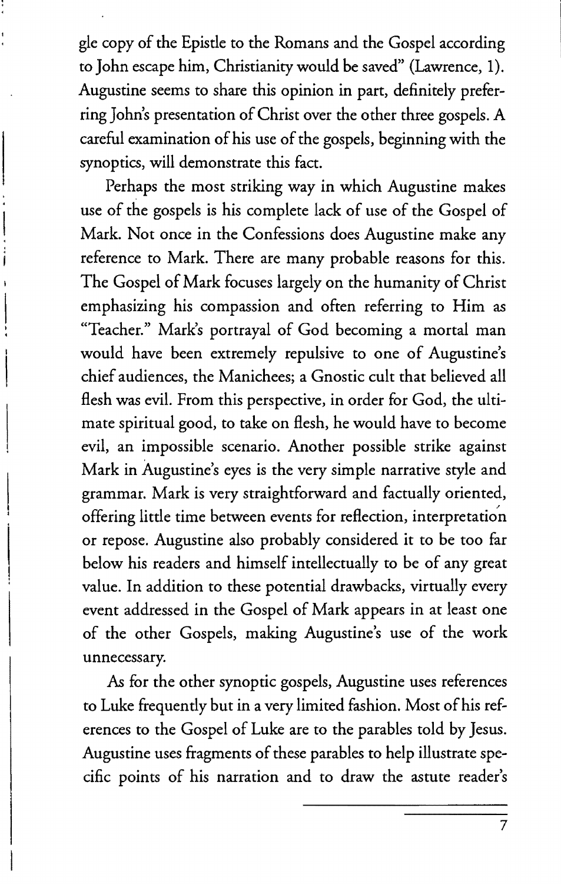gle copy of the Epistle to the Romans and the Gospel according to John escape him, Christianity would be saved" (Lawrence, 1). Augustine seems to share this opinion in part, definitely preferring John's presentation of Christ over the other three gospels. A careful examination of his use of the gospels, beginning with the synoptics, will demonstrate this fact.

Perhaps the most striking way in which Augustine makes use of the gospels is his complete lack of use of the Gospel of Mark. Not once in the Confessions does Augustine make any reference to Mark. There are many probable reasons for this. The Gospel of Mark focuses largely on the humanity of Christ emphasizing his compassion and often referring to Him as "Teacher." Mark's portrayal of God becoming a mortal man would have been extremely repulsive to one of Augustine's chief audiences, the Manichees; a Gnostic cult that believed all flesh was evil. From this perspective, in order for God, the ultimate spiritual good, to take on flesh, he would have to become evil, an impossible scenario. Another possible strike against Mark in Augustine's eyes is the very simple narrative style and grammar. Mark is very straightforward and factually oriented, offering little time between events for reflection, interpretation or repose. Augustine also probably considered it to be too far below his readers and himself intellectually to be of any great value. In addition to these potential drawbacks, virtually every event addressed in the Gospel of Mark appears in at least one of the other Gospels, making Augustine's use of the work unnecessary.

As for the other synoptic gospels, Augustine uses references to Luke frequently but in a very limited fashion. Most of his references to the Gospel of Luke are to the parables told by Jesus. Augustine uses fragments of these parables to help illustrate specific points of his narration and to draw the astute reader's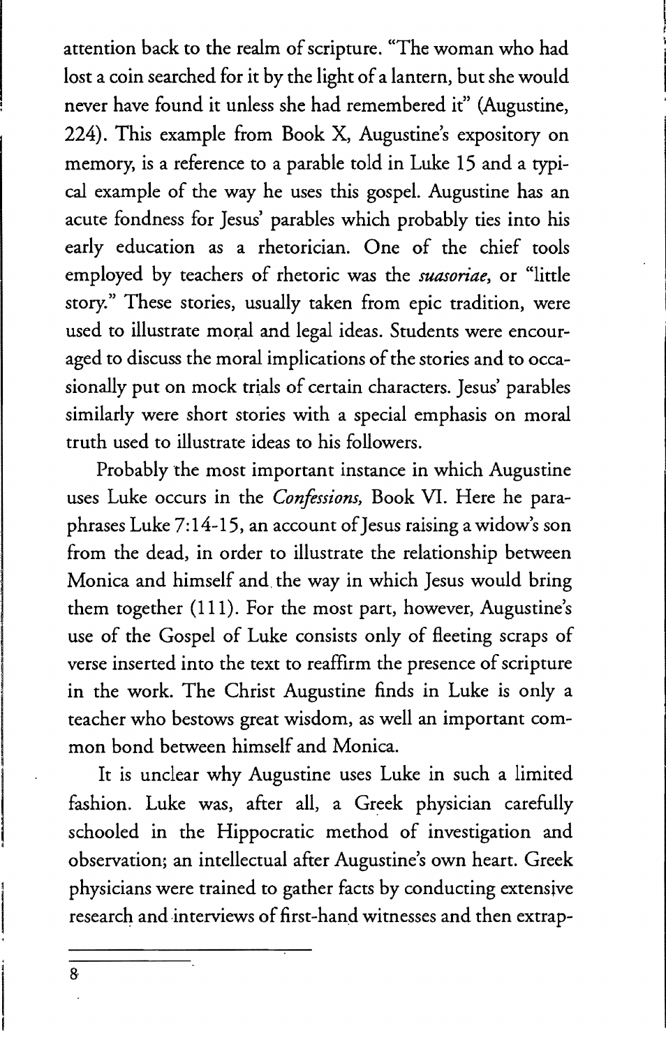attention back to the realm of scripture. "The woman who had lost a coin searched for it by the light of a lantern, but she would never have found it unless she had remembered it" (Augustine, 224). This example from Book X, Augustine's expository on memory, is a reference to a parable told in Luke 15 and a typical example of the way he uses this gospel. Augustine has an acute fondness for Jesus' parables which probably ties into his early education as a rhetorician. One of the chief tools employed by teachers of rhetoric was the *suasoriae*, or "little story." These stories, usually taken from epic tradition, were used to illustrate moral and legal ideas. Students were encouraged to discuss the moral implications of the stories and to occasionally put on mock trials of certain characters. Jesus' parables similarly were short stories with a special emphasis on moral truth used to illustrate ideas to his followers.

Probably the most important instance in which Augustine uses Luke occurs in the *Confessions*, Book VI. Here he paraphrases Luke 7:14-15, an account of Jesus raising a widow's son from the dead, in order to illustrate the relationship between Monica and himself and the way in which Jesus would bring them together (111). For the most part, however, Augustine's use of the Gospel of Luke consists only of fleeting scraps of verse inserted into the text to reaffirm the presence of scripture in the work. The Christ Augustine finds in Luke is only a teacher who bestows great wisdom, as well an important common bond between himself and Monica.

It is unclear why Augustine uses Luke in such a limited fashion. Luke was, after all, a Greek physician carefully schooled in the Hippocratic method of investigation and observation; an intellectual after Augustine's own heart. Greek physicians were trained to gather facts by conducting extensive research and interviews of first-hand witnesses and then extrap-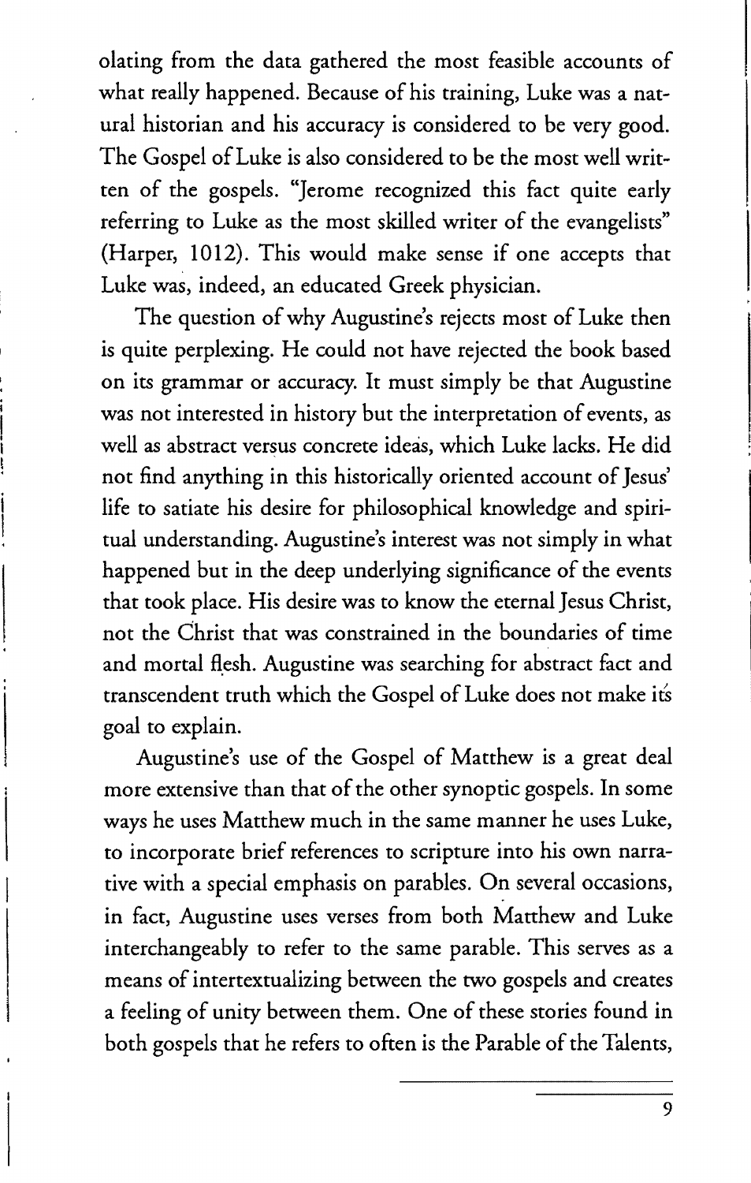olating from the data gathered the most feasible accounts of what really happened. Because of his training, Luke was a natural historian and his accuracy is considered to be very good. The Gospel of Luke is also considered to be the most well written of the gospels. "Jerome recognized this fact quite early referring to Luke as the most skilled writer of the evangelists" (Harper, 1012). This would make sense if one accepts that Luke was, indeed, an educated Greek physician.

The question of why Augustine's rejects most of Luke then is quite perplexing. He could not have rejected the book based on its grammar or accuracy. It must simply be that Augustine was not interested in history but the interpretation of events, as well as abstract versus concrete ideas, which Luke lacks. He did not find anything in this historically oriented account of Jesus' life to satiate his desire for philosophical knowledge and spiritual understanding. Augustine's interest was not simply in what happened but in the deep underlying significance of the events that took place. His desire was to know the eternal Jesus Christ, not the Christ that was constrained in the boundaries of time and mortal flesh. Augustine was searching for abstract fact and transcendent truth which the Gospel of Luke does not make it's goal to explain.

Augustine's use of the Gospel of Matthew is a great deal more extensive than that of the other synoptic gospels. In some ways he uses Matthew much in the same manner he uses Luke, to incorporate brief references to scripture into his own narrative with a special emphasis on parables. On several occasions, in fact, Augustine uses verses from both Matthew and Luke interchangeably to refer to the same parable. This serves as a means of intertextualizing between the two gospels and creates a feeling of unity between them. One of these stories found in both gospels that he refers to often is the Parable of the Talents,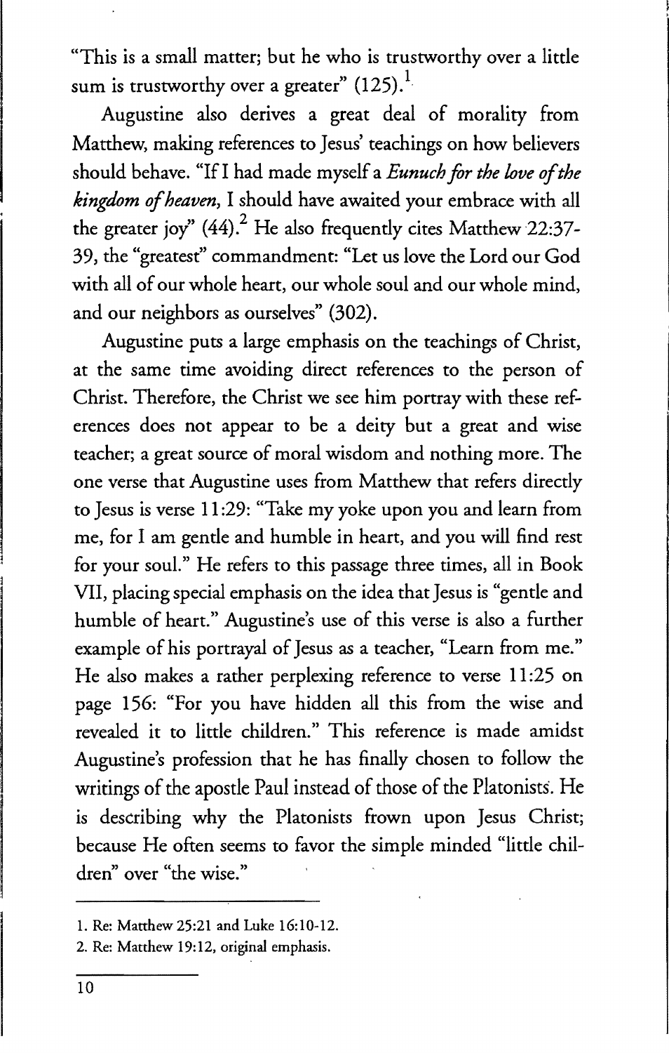"This is a small matter; but he who is trustworthy over a little sum is trustworthy over a greater" (125).[1]

Augustine also derives a great deal of morality from Matthew, making references to Jesus' teachings on how believers should behave. "If I had made myself a *Eunuch for the love of the kingdom of heaven*, I should have awaited your embrace with all the greater joy" (44).[2] He also frequently cites Matthew 22:37-39, the "greatest" commandment: "Let us love the Lord our God with all of our whole heart, our whole soul and our whole mind, and our neighbors as ourselves" (302).

Augustine puts a large emphasis on the teachings of Christ, at the same time avoiding direct references to the person of Christ. Therefore, the Christ we see him portray with these references does not appear to be a deity but a great and wise teacher; a great source of moral wisdom and nothing more. The one verse that Augustine uses from Matthew that refers directly to Jesus is verse 11:29: "Take my yoke upon you and learn from me, for I am gentle and humble in heart, and you will find rest for your soul." He refers to this passage three times, all in Book VII, placing special emphasis on the idea that Jesus is "gentle and humble of heart." Augustine's use of this verse is also a further example of his portrayal of Jesus as a teacher, "Learn from me." He also makes a rather perplexing reference to verse 11:25 on page 156: "For you have hidden all this from the wise and revealed it to little children." This reference is made amidst Augustine's profession that he has finally chosen to follow the writings of the apostle Paul instead of those of the Platonists. He is describing why the Platonists frown upon Jesus Christ; because He often seems to favor the simple minded "little children" over "the wise."

---

1. Re: Matthew 25:21 and Luke 16:10-12.
2. Re: Matthew 19:12, original emphasis.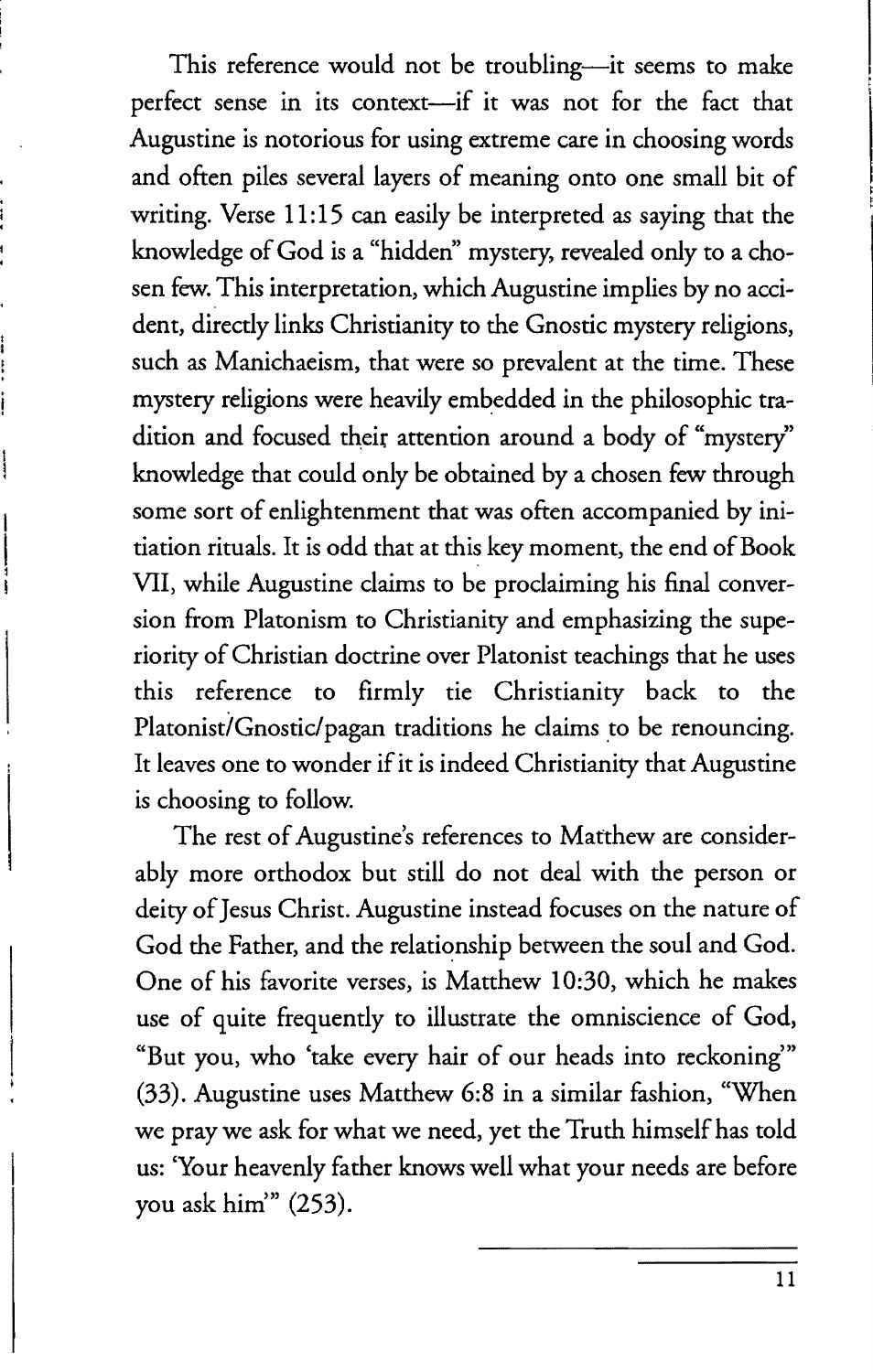This reference would not be troubling—it seems to make perfect sense in its context—if it was not for the fact that Augustine is notorious for using extreme care in choosing words and often piles several layers of meaning onto one small bit of writing. Verse 11:15 can easily be interpreted as saying that the knowledge of God is a "hidden" mystery, revealed only to a chosen few. This interpretation, which Augustine implies by no accident, directly links Christianity to the Gnostic mystery religions, such as Manichaeism, that were so prevalent at the time. These mystery religions were heavily embedded in the philosophic tradition and focused their attention around a body of "mystery" knowledge that could only be obtained by a chosen few through some sort of enlightenment that was often accompanied by initiation rituals. It is odd that at this key moment, the end of Book VII, while Augustine claims to be proclaiming his final conversion from Platonism to Christianity and emphasizing the superiority of Christian doctrine over Platonist teachings that he uses this reference to firmly tie Christianity back to the Platonist/Gnostic/pagan traditions he claims to be renouncing. It leaves one to wonder if it is indeed Christianity that Augustine is choosing to follow.

The rest of Augustine's references to Matthew are considerably more orthodox but still do not deal with the person or deity of Jesus Christ. Augustine instead focuses on the nature of God the Father, and the relationship between the soul and God. One of his favorite verses, is Matthew 10:30, which he makes use of quite frequently to illustrate the omniscience of God, "But you, who 'take every hair of our heads into reckoning'" (33). Augustine uses Matthew 6:8 in a similar fashion, "When we pray we ask for what we need, yet the Truth himself has told us: 'Your heavenly father knows well what your needs are before you ask him'" (253).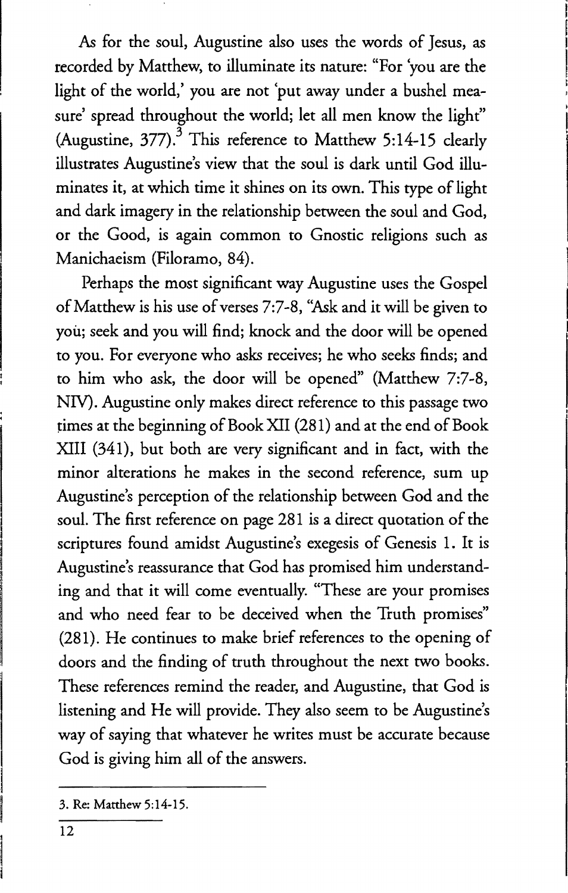As for the soul, Augustine also uses the words of Jesus, as recorded by Matthew, to illuminate its nature: "For 'you are the light of the world,' you are not 'put away under a bushel measure' spread throughout the world; let all men know the light" (Augustine, 377).[3] This reference to Matthew 5:14-15 clearly illustrates Augustine's view that the soul is dark until God illuminates it, at which time it shines on its own. This type of light and dark imagery in the relationship between the soul and God, or the Good, is again common to Gnostic religions such as Manichaeism (Filoramo, 84).

Perhaps the most significant way Augustine uses the Gospel of Matthew is his use of verses 7:7-8, "Ask and it will be given to you; seek and you will find; knock and the door will be opened to you. For everyone who asks receives; he who seeks finds; and to him who ask, the door will be opened" (Matthew 7:7-8, NIV). Augustine only makes direct reference to this passage two times at the beginning of Book XII (281) and at the end of Book XIII (341), but both are very significant and in fact, with the minor alterations he makes in the second reference, sum up Augustine's perception of the relationship between God and the soul. The first reference on page 281 is a direct quotation of the scriptures found amidst Augustine's exegesis of Genesis 1. It is Augustine's reassurance that God has promised him understanding and that it will come eventually. "These are your promises and who need fear to be deceived when the Truth promises" (281). He continues to make brief references to the opening of doors and the finding of truth throughout the next two books. These references remind the reader, and Augustine, that God is listening and He will provide. They also seem to be Augustine's way of saying that whatever he writes must be accurate because God is giving him all of the answers.

3. Re: Matthew 5:14-15.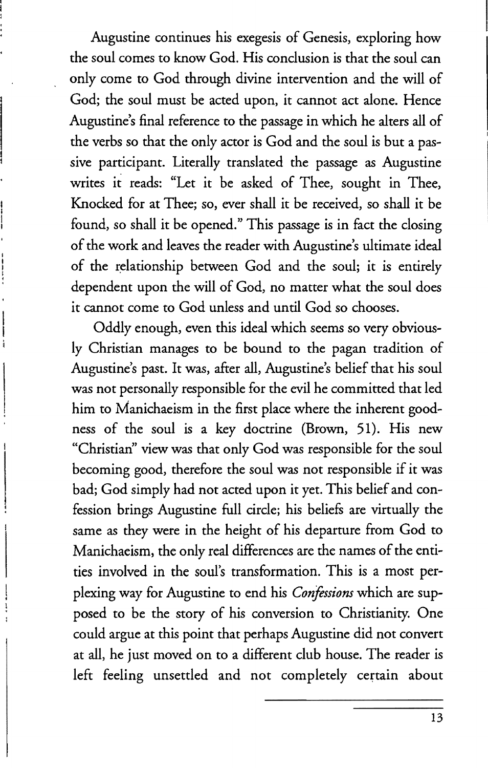Augustine continues his exegesis of Genesis, exploring how the soul comes to know God. His conclusion is that the soul can only come to God through divine intervention and the will of God; the soul must be acted upon, it cannot act alone. Hence Augustine's final reference to the passage in which he alters all of the verbs so that the only actor is God and the soul is but a passive participant. Literally translated the passage as Augustine writes it reads: "Let it be asked of Thee, sought in Thee, Knocked for at Thee; so, ever shall it be received, so shall it be found, so shall it be opened." This passage is in fact the closing of the work and leaves the reader with Augustine's ultimate ideal of the relationship between God and the soul; it is entirely dependent upon the will of God, no matter what the soul does it cannot come to God unless and until God so chooses.

Oddly enough, even this ideal which seems so very obviously Christian manages to be bound to the pagan tradition of Augustine's past. It was, after all, Augustine's belief that his soul was not personally responsible for the evil he committed that led him to Manichaeism in the first place where the inherent goodness of the soul is a key doctrine (Brown, 51). His new "Christian" view was that only God was responsible for the soul becoming good, therefore the soul was not responsible if it was bad; God simply had not acted upon it yet. This belief and confession brings Augustine full circle; his beliefs are virtually the same as they were in the height of his departure from God to Manichaeism, the only real differences are the names of the entities involved in the soul's transformation. This is a most perplexing way for Augustine to end his *Confessions* which are supposed to be the story of his conversion to Christianity. One could argue at this point that perhaps Augustine did not convert at all, he just moved on to a different club house. The reader is left feeling unsettled and not completely certain about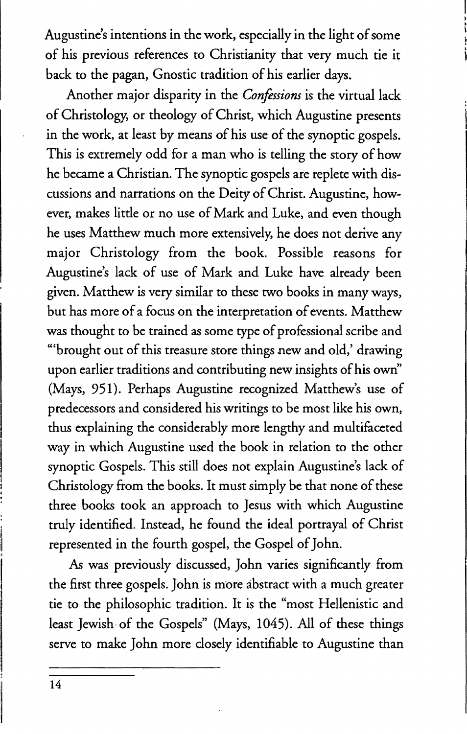Augustine's intentions in the work, especially in the light of some of his previous references to Christianity that very much tie it back to the pagan, Gnostic tradition of his earlier days.

Another major disparity in the *Confessions* is the virtual lack of Christology, or theology of Christ, which Augustine presents in the work, at least by means of his use of the synoptic gospels. This is extremely odd for a man who is telling the story of how he became a Christian. The synoptic gospels are replete with discussions and narrations on the Deity of Christ. Augustine, however, makes little or no use of Mark and Luke, and even though he uses Matthew much more extensively, he does not derive any major Christology from the book. Possible reasons for Augustine's lack of use of Mark and Luke have already been given. Matthew is very similar to these two books in many ways, but has more of a focus on the interpretation of events. Matthew was thought to be trained as some type of professional scribe and "'brought out of this treasure store things new and old,' drawing upon earlier traditions and contributing new insights of his own" (Mays, 951). Perhaps Augustine recognized Matthew's use of predecessors and considered his writings to be most like his own, thus explaining the considerably more lengthy and multifaceted way in which Augustine used the book in relation to the other synoptic Gospels. This still does not explain Augustine's lack of Christology from the books. It must simply be that none of these three books took an approach to Jesus with which Augustine truly identified. Instead, he found the ideal portrayal of Christ represented in the fourth gospel, the Gospel of John.

As was previously discussed, John varies significantly from the first three gospels. John is more abstract with a much greater tie to the philosophic tradition. It is the "most Hellenistic and least Jewish of the Gospels" (Mays, 1045). All of these things serve to make John more closely identifiable to Augustine than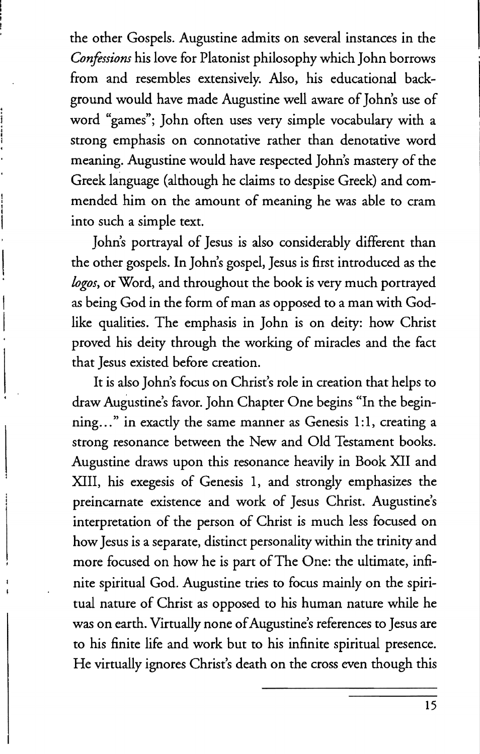the other Gospels. Augustine admits on several instances in the *Confessions* his love for Platonist philosophy which John borrows from and resembles extensively. Also, his educational background would have made Augustine well aware of John's use of word "games"; John often uses very simple vocabulary with a strong emphasis on connotative rather than denotative word meaning. Augustine would have respected John's mastery of the Greek language (although he claims to despise Greek) and commended him on the amount of meaning he was able to cram into such a simple text.

John's portrayal of Jesus is also considerably different than the other gospels. In John's gospel, Jesus is first introduced as the *logos*, or Word, and throughout the book is very much portrayed as being God in the form of man as opposed to a man with God-like qualities. The emphasis in John is on deity: how Christ proved his deity through the working of miracles and the fact that Jesus existed before creation.

It is also John's focus on Christ's role in creation that helps to draw Augustine's favor. John Chapter One begins "In the beginning..." in exactly the same manner as Genesis 1:1, creating a strong resonance between the New and Old Testament books. Augustine draws upon this resonance heavily in Book XII and XIII, his exegesis of Genesis 1, and strongly emphasizes the preincarnate existence and work of Jesus Christ. Augustine's interpretation of the person of Christ is much less focused on how Jesus is a separate, distinct personality within the trinity and more focused on how he is part of The One: the ultimate, infinite spiritual God. Augustine tries to focus mainly on the spiritual nature of Christ as opposed to his human nature while he was on earth. Virtually none of Augustine's references to Jesus are to his finite life and work but to his infinite spiritual presence. He virtually ignores Christ's death on the cross even though this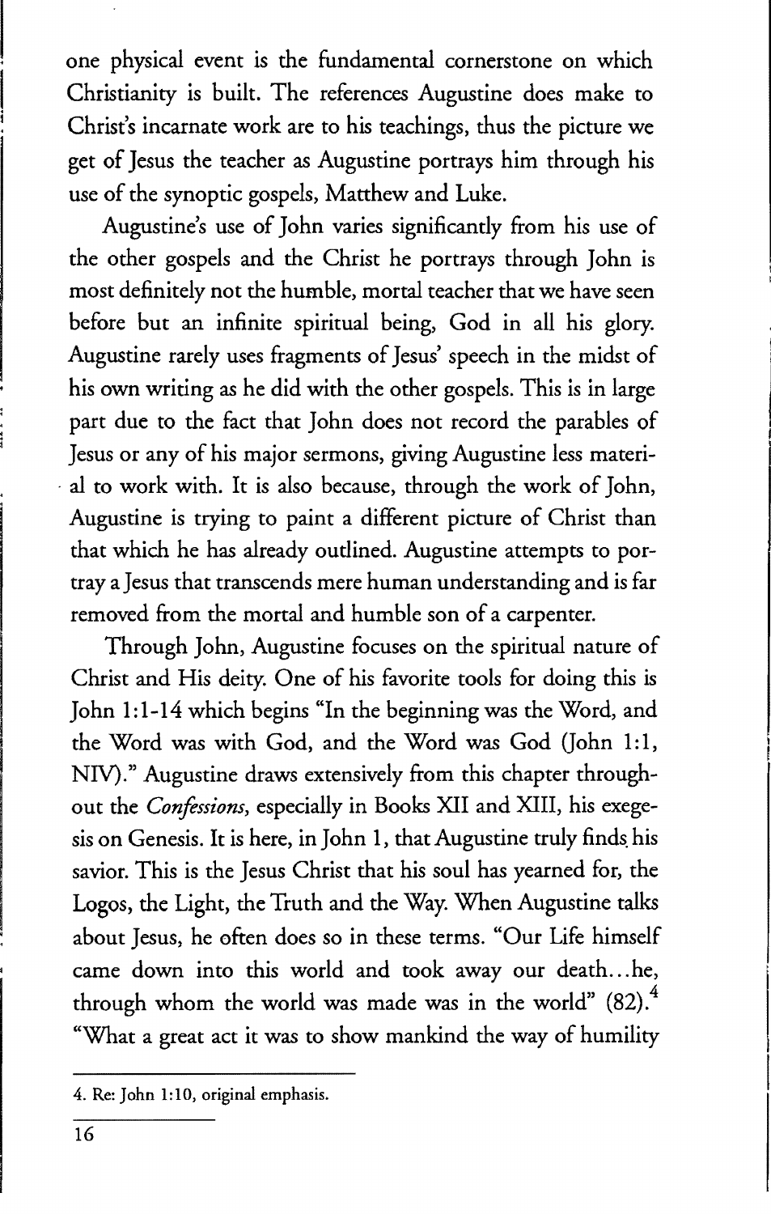one physical event is the fundamental cornerstone on which Christianity is built. The references Augustine does make to Christ's incarnate work are to his teachings, thus the picture we get of Jesus the teacher as Augustine portrays him through his use of the synoptic gospels, Matthew and Luke.

Augustine's use of John varies significantly from his use of the other gospels and the Christ he portrays through John is most definitely not the humble, mortal teacher that we have seen before but an infinite spiritual being, God in all his glory. Augustine rarely uses fragments of Jesus' speech in the midst of his own writing as he did with the other gospels. This is in large part due to the fact that John does not record the parables of Jesus or any of his major sermons, giving Augustine less material to work with. It is also because, through the work of John, Augustine is trying to paint a different picture of Christ than that which he has already outlined. Augustine attempts to portray a Jesus that transcends mere human understanding and is far removed from the mortal and humble son of a carpenter.

Through John, Augustine focuses on the spiritual nature of Christ and His deity. One of his favorite tools for doing this is John 1:1-14 which begins "In the beginning was the Word, and the Word was with God, and the Word was God (John 1:1, NIV)." Augustine draws extensively from this chapter throughout the *Confessions*, especially in Books XII and XIII, his exegesis on Genesis. It is here, in John 1, that Augustine truly finds his savior. This is the Jesus Christ that his soul has yearned for, the Logos, the Light, the Truth and the Way. When Augustine talks about Jesus, he often does so in these terms. "Our Life himself came down into this world and took away our death...he, through whom the world was made was in the world" (82).[4] "What a great act it was to show mankind the way of humility

4. Re: John 1:10, original emphasis.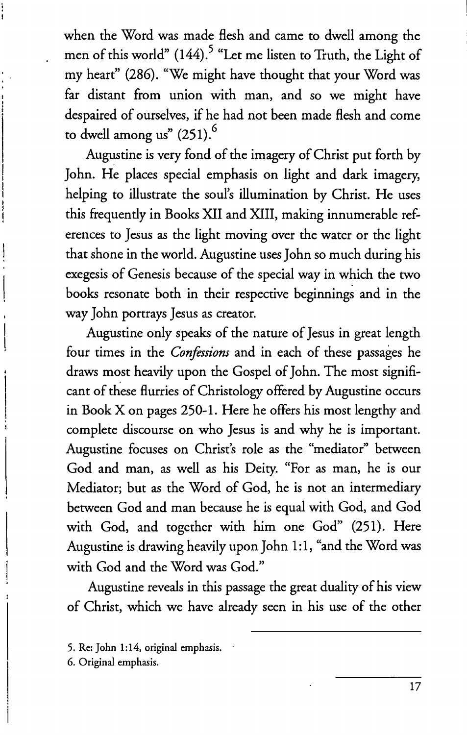when the Word was made flesh and came to dwell among the men of this world" (144).[5] "Let me listen to Truth, the Light of my heart" (286). "We might have thought that your Word was far distant from union with man, and so we might have despaired of ourselves, if he had not been made flesh and come to dwell among us" (251).[6]

Augustine is very fond of the imagery of Christ put forth by John. He places special emphasis on light and dark imagery, helping to illustrate the soul's illumination by Christ. He uses this frequently in Books XII and XIII, making innumerable references to Jesus as the light moving over the water or the light that shone in the world. Augustine uses John so much during his exegesis of Genesis because of the special way in which the two books resonate both in their respective beginnings and in the way John portrays Jesus as creator.

Augustine only speaks of the nature of Jesus in great length four times in the *Confessions* and in each of these passages he draws most heavily upon the Gospel of John. The most significant of these flurries of Christology offered by Augustine occurs in Book X on pages 250-1. Here he offers his most lengthy and complete discourse on who Jesus is and why he is important. Augustine focuses on Christ's role as the "mediator" between God and man, as well as his Deity. "For as man, he is our Mediator; but as the Word of God, he is not an intermediary between God and man because he is equal with God, and God with God, and together with him one God" (251). Here Augustine is drawing heavily upon John 1:1, "and the Word was with God and the Word was God."

Augustine reveals in this passage the great duality of his view of Christ, which we have already seen in his use of the other

---

5. Re: John 1:14, original emphasis.

6. Original emphasis.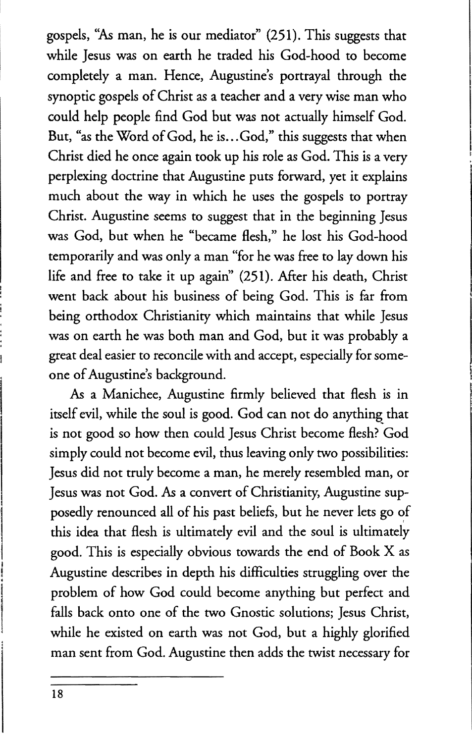gospels, "As man, he is our mediator" (251). This suggests that while Jesus was on earth he traded his God-hood to become completely a man. Hence, Augustine's portrayal through the synoptic gospels of Christ as a teacher and a very wise man who could help people find God but was not actually himself God. But, "as the Word of God, he is...God," this suggests that when Christ died he once again took up his role as God. This is a very perplexing doctrine that Augustine puts forward, yet it explains much about the way in which he uses the gospels to portray Christ. Augustine seems to suggest that in the beginning Jesus was God, but when he "became flesh," he lost his God-hood temporarily and was only a man "for he was free to lay down his life and free to take it up again" (251). After his death, Christ went back about his business of being God. This is far from being orthodox Christianity which maintains that while Jesus was on earth he was both man and God, but it was probably a great deal easier to reconcile with and accept, especially for someone of Augustine's background.

As a Manichee, Augustine firmly believed that flesh is in itself evil, while the soul is good. God can not do anything that is not good so how then could Jesus Christ become flesh? God simply could not become evil, thus leaving only two possibilities: Jesus did not truly become a man, he merely resembled man, or Jesus was not God. As a convert of Christianity, Augustine supposedly renounced all of his past beliefs, but he never lets go of this idea that flesh is ultimately evil and the soul is ultimately good. This is especially obvious towards the end of Book X as Augustine describes in depth his difficulties struggling over the problem of how God could become anything but perfect and falls back onto one of the two Gnostic solutions; Jesus Christ, while he existed on earth was not God, but a highly glorified man sent from God. Augustine then adds the twist necessary for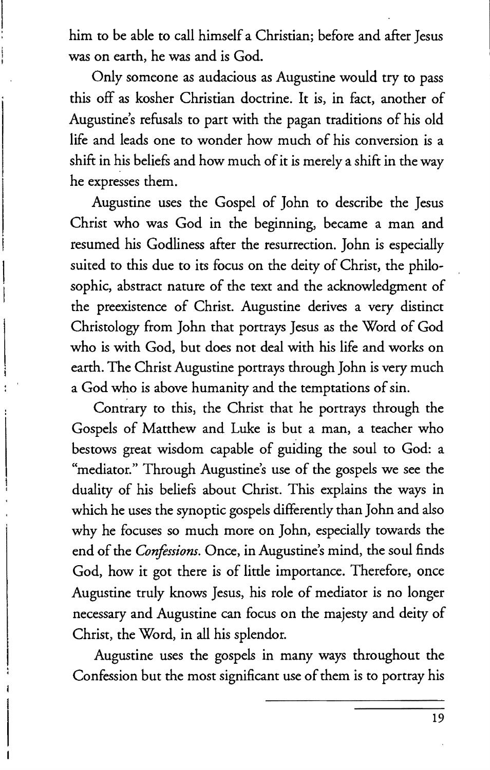him to be able to call himself a Christian; before and after Jesus was on earth, he was and is God.

Only someone as audacious as Augustine would try to pass this off as kosher Christian doctrine. It is, in fact, another of Augustine's refusals to part with the pagan traditions of his old life and leads one to wonder how much of his conversion is a shift in his beliefs and how much of it is merely a shift in the way he expresses them.

Augustine uses the Gospel of John to describe the Jesus Christ who was God in the beginning, became a man and resumed his Godliness after the resurrection. John is especially suited to this due to its focus on the deity of Christ, the philosophic, abstract nature of the text and the acknowledgment of the preexistence of Christ. Augustine derives a very distinct Christology from John that portrays Jesus as the Word of God who is with God, but does not deal with his life and works on earth. The Christ Augustine portrays through John is very much a God who is above humanity and the temptations of sin.

Contrary to this, the Christ that he portrays through the Gospels of Matthew and Luke is but a man, a teacher who bestows great wisdom capable of guiding the soul to God: a "mediator." Through Augustine's use of the gospels we see the duality of his beliefs about Christ. This explains the ways in which he uses the synoptic gospels differently than John and also why he focuses so much more on John, especially towards the end of the *Confessions*. Once, in Augustine's mind, the soul finds God, how it got there is of little importance. Therefore, once Augustine truly knows Jesus, his role of mediator is no longer necessary and Augustine can focus on the majesty and deity of Christ, the Word, in all his splendor.

Augustine uses the gospels in many ways throughout the Confession but the most significant use of them is to portray his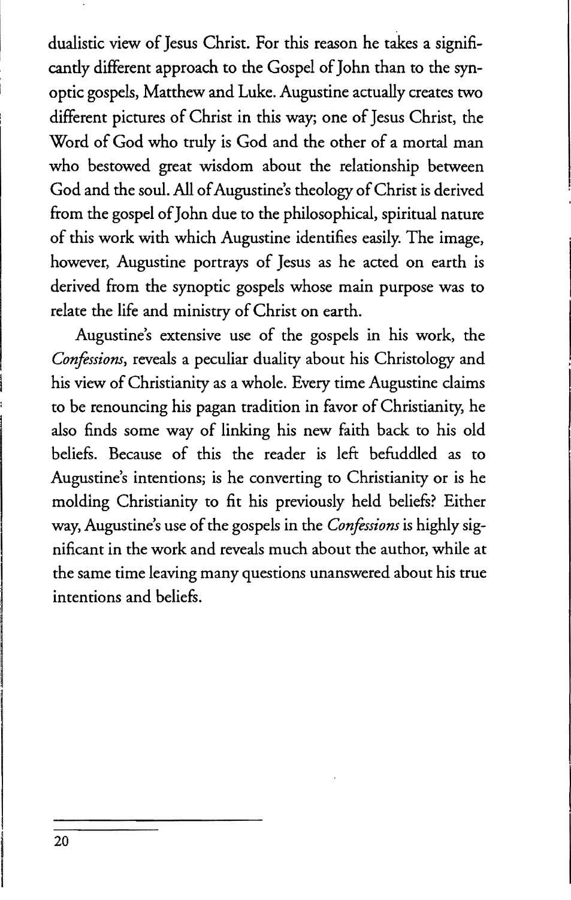dualistic view of Jesus Christ. For this reason he takes a significantly different approach to the Gospel of John than to the synoptic gospels, Matthew and Luke. Augustine actually creates two different pictures of Christ in this way; one of Jesus Christ, the Word of God who truly is God and the other of a mortal man who bestowed great wisdom about the relationship between God and the soul. All of Augustine's theology of Christ is derived from the gospel of John due to the philosophical, spiritual nature of this work with which Augustine identifies easily. The image, however, Augustine portrays of Jesus as he acted on earth is derived from the synoptic gospels whose main purpose was to relate the life and ministry of Christ on earth.

Augustine's extensive use of the gospels in his work, the *Confessions*, reveals a peculiar duality about his Christology and his view of Christianity as a whole. Every time Augustine claims to be renouncing his pagan tradition in favor of Christianity, he also finds some way of linking his new faith back to his old beliefs. Because of this the reader is left befuddled as to Augustine's intentions; is he converting to Christianity or is he molding Christianity to fit his previously held beliefs? Either way, Augustine's use of the gospels in the *Confessions* is highly significant in the work and reveals much about the author, while at the same time leaving many questions unanswered about his true intentions and beliefs.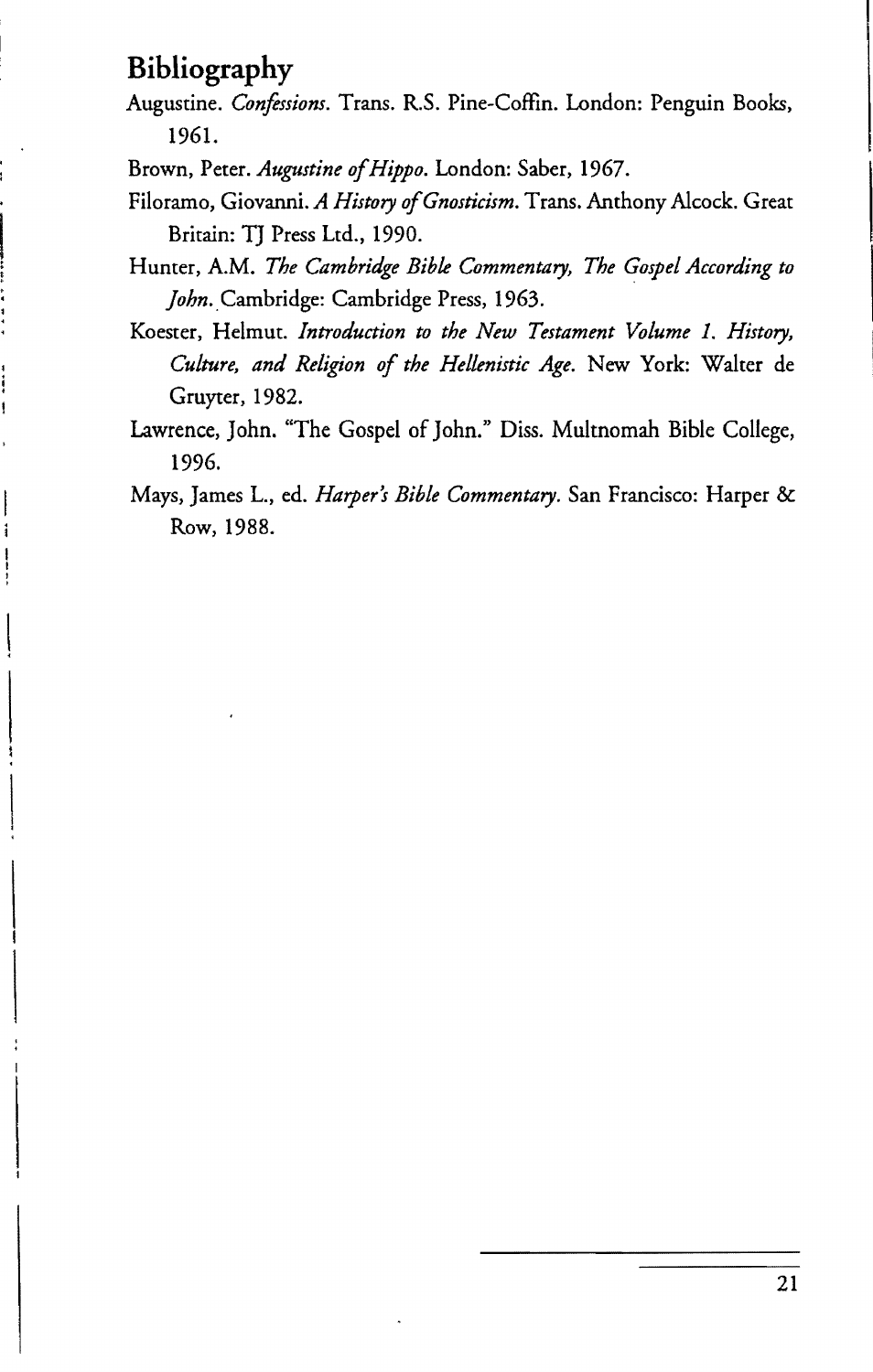## Bibliography

Augustine. *Confessions*. Trans. R.S. Pine-Coffin. London: Penguin Books, 1961.

Brown, Peter. *Augustine of Hippo*. London: Saber, 1967.

Filoramo, Giovanni. *A History of Gnosticism*. Trans. Anthony Alcock. Great Britain: TJ Press Ltd., 1990.

Hunter, A.M. *The Cambridge Bible Commentary, The Gospel According to John*. Cambridge: Cambridge Press, 1963.

Koester, Helmut. *Introduction to the New Testament Volume 1. History, Culture, and Religion of the Hellenistic Age*. New York: Walter de Gruyter, 1982.

Lawrence, John. "The Gospel of John." Diss. Multnomah Bible College, 1996.

Mays, James L., ed. *Harper's Bible Commentary*. San Francisco: Harper & Row, 1988.